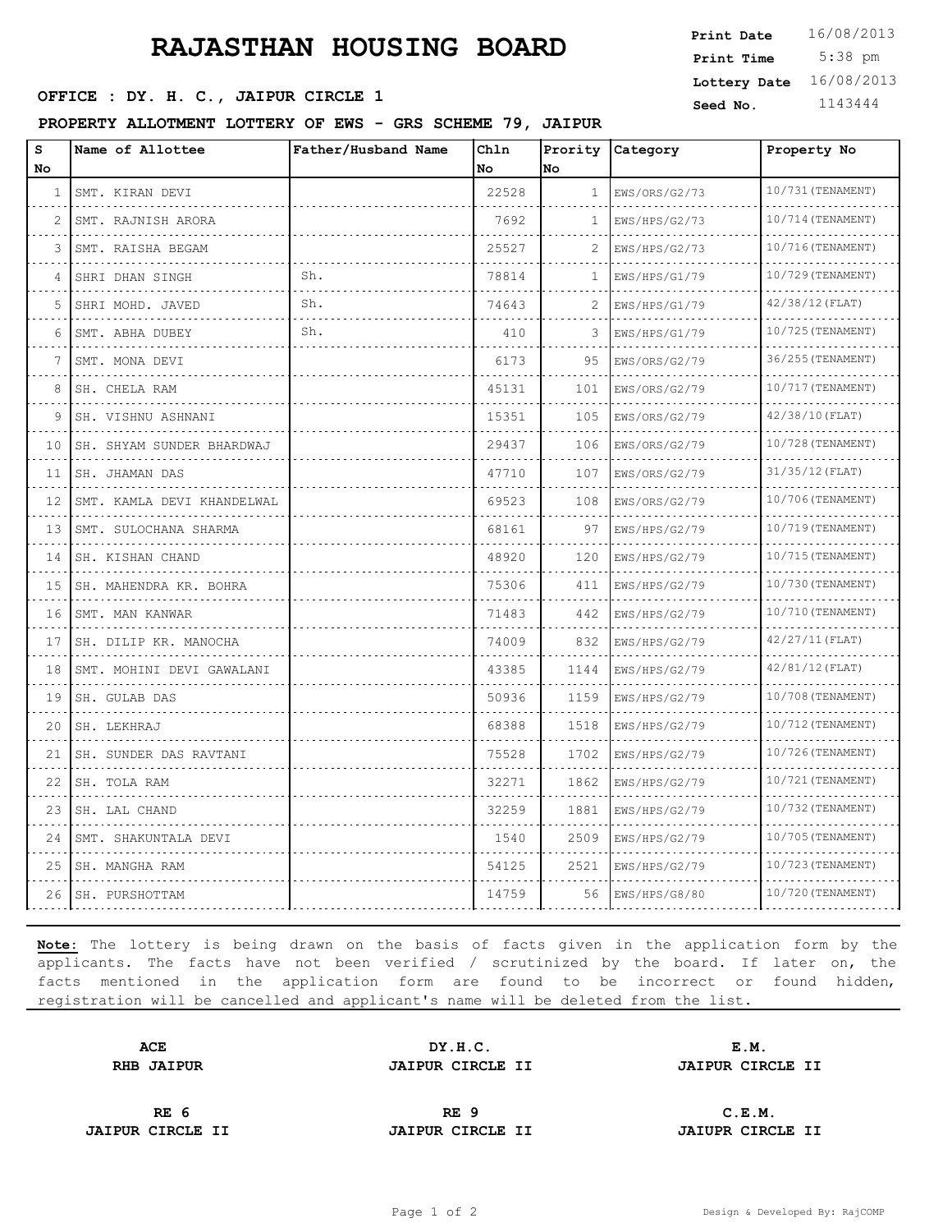# RAJASTHAN HOUSING BOARD

**Print Date** 16/08/2013
**Print Time** 5:38 pm
**Lottery Date** 16/08/2013
**Seed No.** 1143444

**OFFICE : DY. H. C., JAIPUR CIRCLE 1**

**PROPERTY ALLOTMENT LOTTERY OF EWS - GRS SCHEME 79, JAIPUR**

| S No | Name of Allottee | Father/Husband Name | Chln No | Prority No | Category | Property No |
|---|---|---|---|---|---|---|
| 1 | SMT. KIRAN DEVI | | 22528 | 1 | EWS/ORS/G2/73 | 10/731(TENEMENT) |
| 2 | SMT. RAJNISH ARORA | | 7692 | 1 | EWS/HPS/G2/73 | 10/714(TENEMENT) |
| 3 | SMT. RAISHA BEGAM | | 25527 | 2 | EWS/HPS/G2/73 | 10/716(TENEMENT) |
| 4 | SHRI DHAN SINGH | Sh. | 78814 | 1 | EWS/HPS/G1/79 | 10/729(TENEMENT) |
| 5 | SHRI MOHD. JAVED | Sh. | 74643 | 2 | EWS/HPS/G1/79 | 42/38/12(FLAT) |
| 6 | SMT. ABHA DUBEY | Sh. | 410 | 3 | EWS/HPS/G1/79 | 10/725(TENEMENT) |
| 7 | SMT. MONA DEVI | | 6173 | 95 | EWS/ORS/G2/79 | 36/255(TENEMENT) |
| 8 | SH. CHELA RAM | | 45131 | 101 | EWS/ORS/G2/79 | 10/717(TENEMENT) |
| 9 | SH. VISHNU ASHNANI | | 15351 | 105 | EWS/ORS/G2/79 | 42/38/10(FLAT) |
| 10 | SH. SHYAM SUNDER BHARDWAJ | | 29437 | 106 | EWS/ORS/G2/79 | 10/728(TENEMENT) |
| 11 | SH. JHAMAN DAS | | 47710 | 107 | EWS/ORS/G2/79 | 31/35/12(FLAT) |
| 12 | SMT. KAMLA DEVI KHANDELWAL | | 69523 | 108 | EWS/ORS/G2/79 | 10/706(TENEMENT) |
| 13 | SMT. SULOCHANA SHARMA | | 68161 | 97 | EWS/HPS/G2/79 | 10/719(TENEMENT) |
| 14 | SH. KISHAN CHAND | | 48920 | 120 | EWS/HPS/G2/79 | 10/715(TENEMENT) |
| 15 | SH. MAHENDRA KR. BOHRA | | 75306 | 411 | EWS/HPS/G2/79 | 10/730(TENEMENT) |
| 16 | SMT. MAN KANWAR | | 71483 | 442 | EWS/HPS/G2/79 | 10/710(TENEMENT) |
| 17 | SH. DILIP KR. MANOCHA | | 74009 | 832 | EWS/HPS/G2/79 | 42/27/11(FLAT) |
| 18 | SMT. MOHINI DEVI GAWALANI | | 43385 | 1144 | EWS/HPS/G2/79 | 42/81/12(FLAT) |
| 19 | SH. GULAB DAS | | 50936 | 1159 | EWS/HPS/G2/79 | 10/708(TENEMENT) |
| 20 | SH. LEKHRAJ | | 68388 | 1518 | EWS/HPS/G2/79 | 10/712(TENEMENT) |
| 21 | SH. SUNDER DAS RAVTANI | | 75528 | 1702 | EWS/HPS/G2/79 | 10/726(TENEMENT) |
| 22 | SH. TOLA RAM | | 32271 | 1862 | EWS/HPS/G2/79 | 10/721(TENEMENT) |
| 23 | SH. LAL CHAND | | 32259 | 1881 | EWS/HPS/G2/79 | 10/732(TENEMENT) |
| 24 | SMT. SHAKUNTALA DEVI | | 1540 | 2509 | EWS/HPS/G2/79 | 10/705(TENEMENT) |
| 25 | SH. MANGHA RAM | | 54125 | 2521 | EWS/HPS/G2/79 | 10/723(TENEMENT) |
| 26 | SH. PURSHOTTAM | | 14759 | 56 | EWS/HPS/G8/80 | 10/720(TENEMENT) |

**Note:** The lottery is being drawn on the basis of facts given in the application form by the applicants. The facts have not been verified / scrutinized by the board. If later on, the facts mentioned in the application form are found to be incorrect or found hidden, registration will be cancelled and applicant's name will be deleted from the list.

| **ACE**<br>**RHB JAIPUR** | **DY.H.C.**<br>**JAIPUR CIRCLE II** | **E.M.**<br>**JAIPUR CIRCLE II** |
|---|---|---|
| **RE 6**<br>**JAIPUR CIRCLE II** | **RE 9**<br>**JAIPUR CIRCLE II** | **C.E.M.**<br>**JAIUPR CIRCLE II** |

Design & Developed By: RajCOMP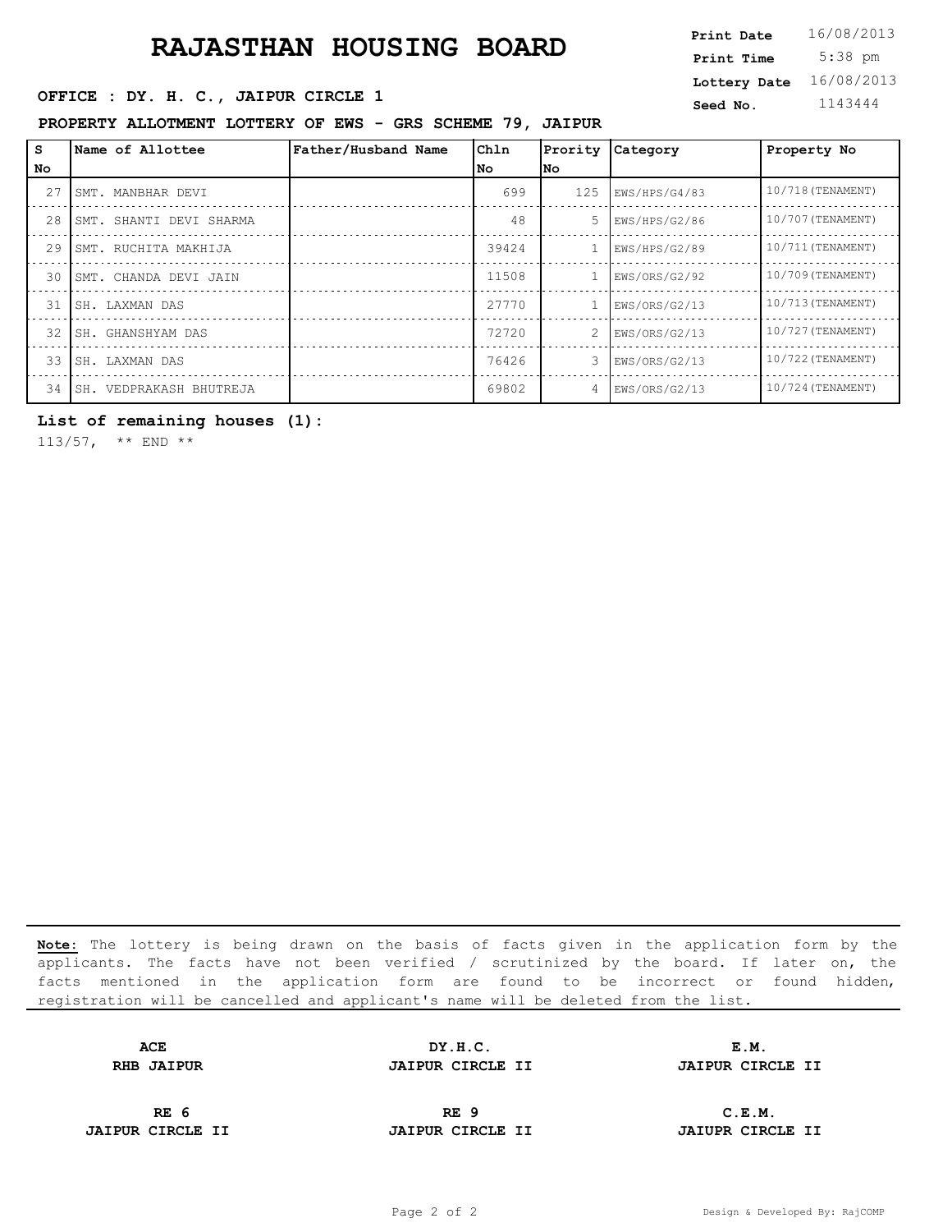# RAJASTHAN HOUSING BOARD

**Print Date** 16/08/2013
**Print Time** 5:38 pm
**Lottery Date** 16/08/2013
**Seed No.** 1143444

**OFFICE : DY. H. C., JAIPUR CIRCLE 1**

**PROPERTY ALLOTMENT LOTTERY OF EWS - GRS SCHEME 79, JAIPUR**

| S No | Name of Allottee | Father/Husband Name | Chln No | Prority No | Category | Property No |
|---|---|---|---|---|---|---|
| 27 | SMT. MANBHAR DEVI | | 699 | 125 | EWS/HPS/G4/83 | 10/718(TENAMENT) |
| 28 | SMT. SHANTI DEVI SHARMA | | 48 | 5 | EWS/HPS/G2/86 | 10/707(TENAMENT) |
| 29 | SMT. RUCHITA MAKHIJA | | 39424 | 1 | EWS/HPS/G2/89 | 10/711(TENAMENT) |
| 30 | SMT. CHANDA DEVI JAIN | | 11508 | 1 | EWS/ORS/G2/92 | 10/709(TENAMENT) |
| 31 | SH. LAXMAN DAS | | 27770 | 1 | EWS/ORS/G2/13 | 10/713(TENAMENT) |
| 32 | SH. GHANSHYAM DAS | | 72720 | 2 | EWS/ORS/G2/13 | 10/727(TENAMENT) |
| 33 | SH. LAXMAN DAS | | 76426 | 3 | EWS/ORS/G2/13 | 10/722(TENAMENT) |
| 34 | SH. VEDPRAKASH BHUTREJA | | 69802 | 4 | EWS/ORS/G2/13 | 10/724(TENAMENT) |

**List of remaining houses (1):**

113/57, ** END **

**Note:** The lottery is being drawn on the basis of facts given in the application form by the applicants. The facts have not been verified / scrutinized by the board. If later on, the facts mentioned in the application form are found to be incorrect or found hidden, registration will be cancelled and applicant's name will be deleted from the list.

| | | |
|---|---|---|
| **ACE**<br>**RHB JAIPUR** | **DY.H.C.**<br>**JAIPUR CIRCLE II** | **E.M.**<br>**JAIPUR CIRCLE II** |
| **RE 6**<br>**JAIPUR CIRCLE II** | **RE 9**<br>**JAIPUR CIRCLE II** | **C.E.M.**<br>**JAIUPR CIRCLE II** |

Design & Developed By: RajCOMP